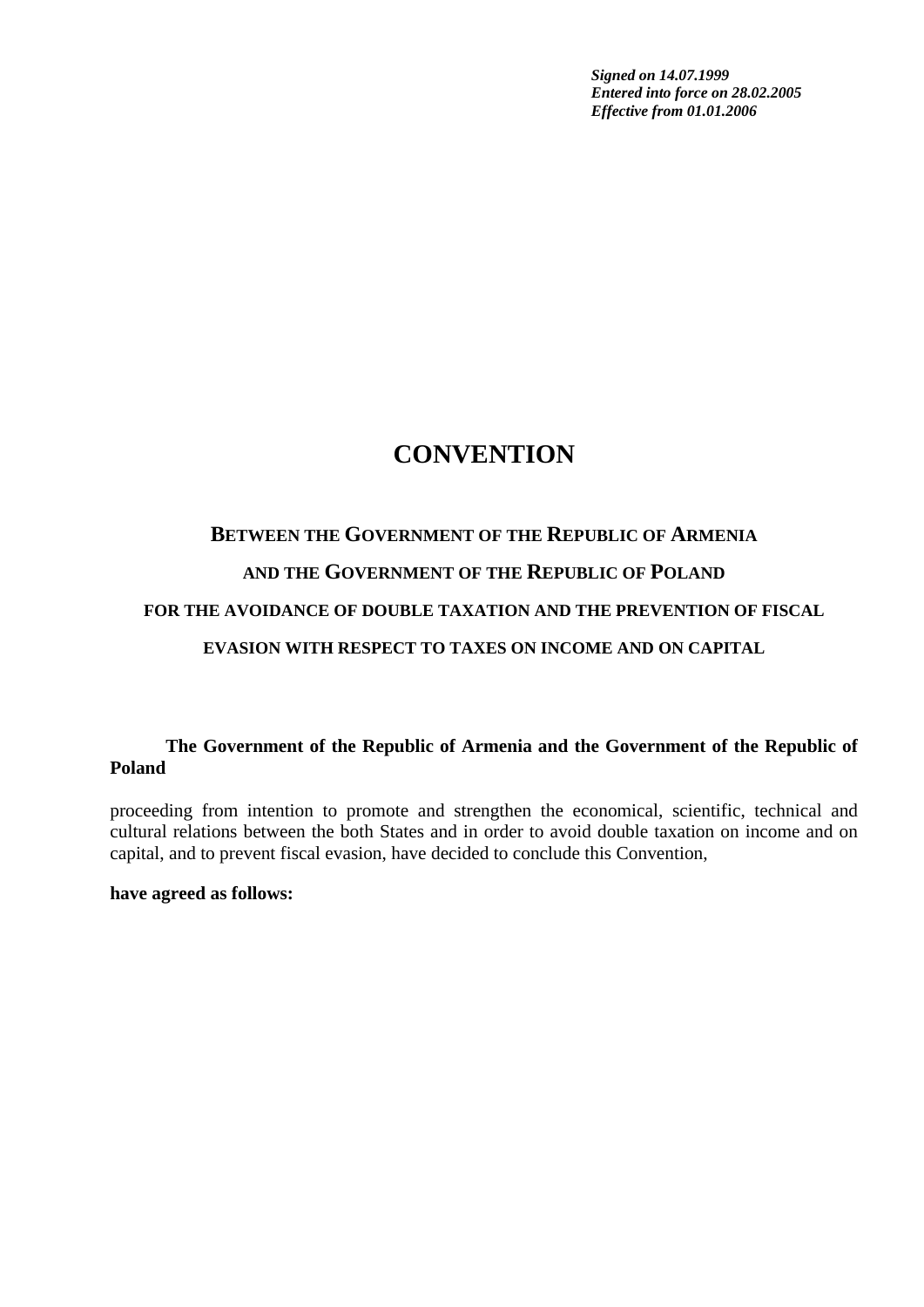***Signed on 14.07.1999***
***Entered into force on 28.02.2005***
***Effective from 01.01.2006***

# CONVENTION

## BETWEEN THE GOVERNMENT OF THE REPUBLIC OF ARMENIA

## AND THE GOVERNMENT OF THE REPUBLIC OF POLAND

## FOR THE AVOIDANCE OF DOUBLE TAXATION AND THE PREVENTION OF FISCAL EVASION WITH RESPECT TO TAXES ON INCOME AND ON CAPITAL

**The Government of the Republic of Armenia and the Government of the Republic of Poland**

proceeding from intention to promote and strengthen the economical, scientific, technical and cultural relations between the both States and in order to avoid double taxation on income and on capital, and to prevent fiscal evasion, have decided to conclude this Convention,

**have agreed as follows:**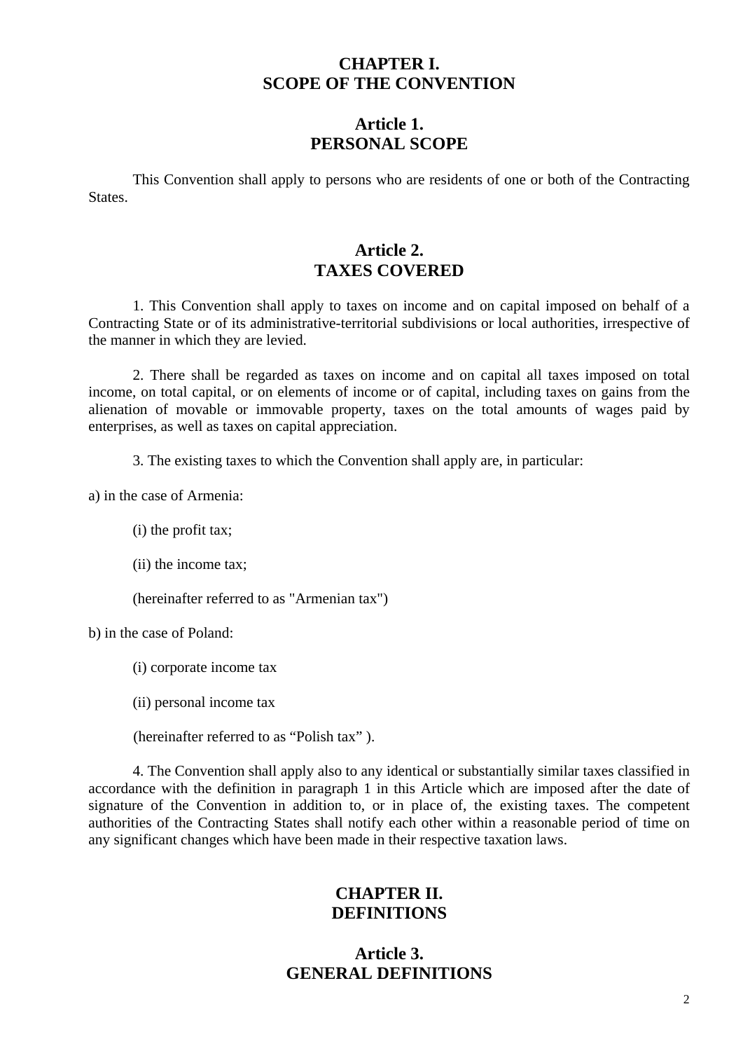## CHAPTER I.
## SCOPE OF THE CONVENTION

### Article 1.
### PERSONAL SCOPE

This Convention shall apply to persons who are residents of one or both of the Contracting States.

### Article 2.
### TAXES COVERED

1. This Convention shall apply to taxes on income and on capital imposed on behalf of a Contracting State or of its administrative-territorial subdivisions or local authorities, irrespective of the manner in which they are levied.

2. There shall be regarded as taxes on income and on capital all taxes imposed on total income, on total capital, or on elements of income or of capital, including taxes on gains from the alienation of movable or immovable property, taxes on the total amounts of wages paid by enterprises, as well as taxes on capital appreciation.

3. The existing taxes to which the Convention shall apply are, in particular:

a) in the case of Armenia:

(i) the profit tax;

(ii) the income tax;

(hereinafter referred to as "Armenian tax")

b) in the case of Poland:

(i) corporate income tax

(ii) personal income tax

(hereinafter referred to as “Polish tax” ).

4. The Convention shall apply also to any identical or substantially similar taxes classified in accordance with the definition in paragraph 1 in this Article which are imposed after the date of signature of the Convention in addition to, or in place of, the existing taxes. The competent authorities of the Contracting States shall notify each other within a reasonable period of time on any significant changes which have been made in their respective taxation laws.

## CHAPTER II.
## DEFINITIONS

### Article 3.
### GENERAL DEFINITIONS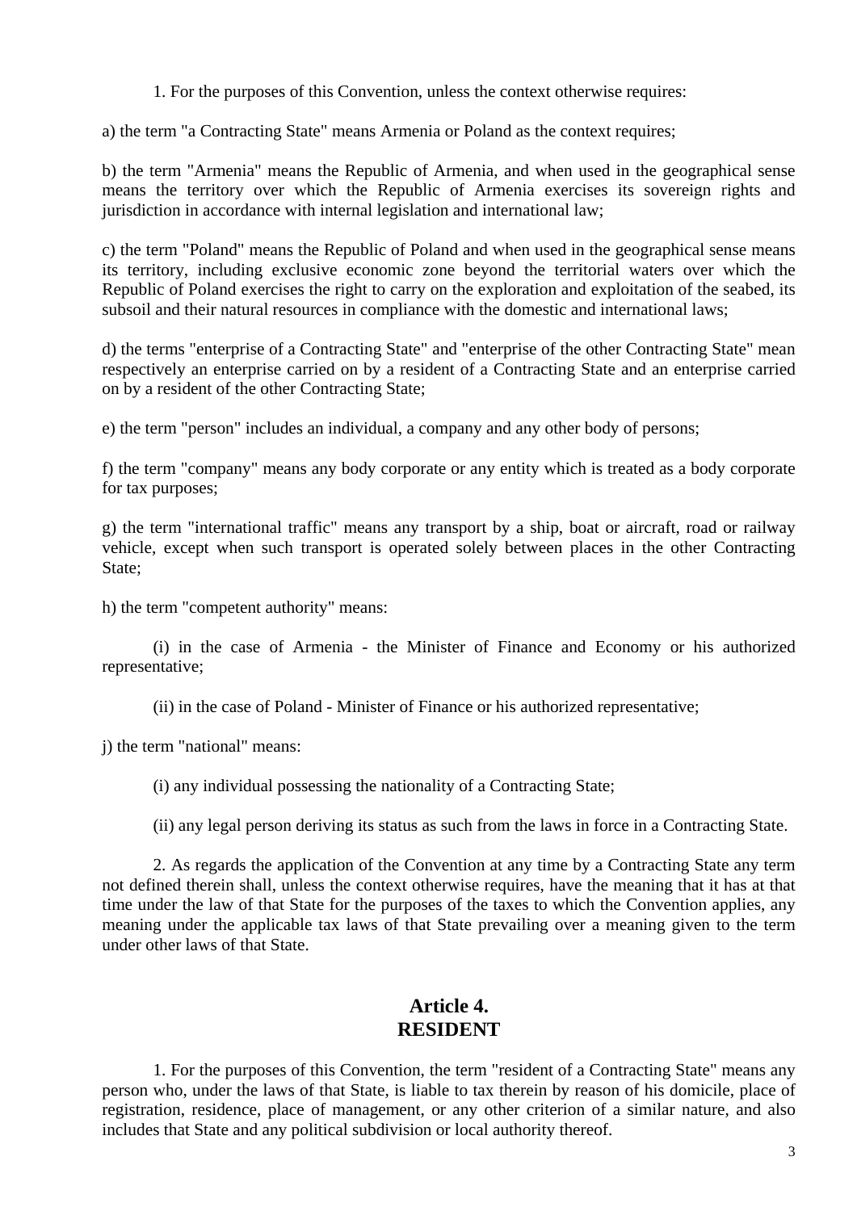1. For the purposes of this Convention, unless the context otherwise requires:

a) the term "a Contracting State" means Armenia or Poland as the context requires;

b) the term "Armenia" means the Republic of Armenia, and when used in the geographical sense means the territory over which the Republic of Armenia exercises its sovereign rights and jurisdiction in accordance with internal legislation and international law;

c) the term "Poland" means the Republic of Poland and when used in the geographical sense means its territory, including exclusive economic zone beyond the territorial waters over which the Republic of Poland exercises the right to carry on the exploration and exploitation of the seabed, its subsoil and their natural resources in compliance with the domestic and international laws;

d) the terms "enterprise of a Contracting State" and "enterprise of the other Contracting State" mean respectively an enterprise carried on by a resident of a Contracting State and an enterprise carried on by a resident of the other Contracting State;

e) the term "person" includes an individual, a company and any other body of persons;

f) the term "company" means any body corporate or any entity which is treated as a body corporate for tax purposes;

g) the term "international traffic" means any transport by a ship, boat or aircraft, road or railway vehicle, except when such transport is operated solely between places in the other Contracting State;

h) the term "competent authority" means:

(i) in the case of Armenia - the Minister of Finance and Economy or his authorized representative;

(ii) in the case of Poland - Minister of Finance or his authorized representative;

j) the term "national" means:

(i) any individual possessing the nationality of a Contracting State;

(ii) any legal person deriving its status as such from the laws in force in a Contracting State.

2. As regards the application of the Convention at any time by a Contracting State any term not defined therein shall, unless the context otherwise requires, have the meaning that it has at that time under the law of that State for the purposes of the taxes to which the Convention applies, any meaning under the applicable tax laws of that State prevailing over a meaning given to the term under other laws of that State.

## Article 4. RESIDENT

1. For the purposes of this Convention, the term "resident of a Contracting State" means any person who, under the laws of that State, is liable to tax therein by reason of his domicile, place of registration, residence, place of management, or any other criterion of a similar nature, and also includes that State and any political subdivision or local authority thereof.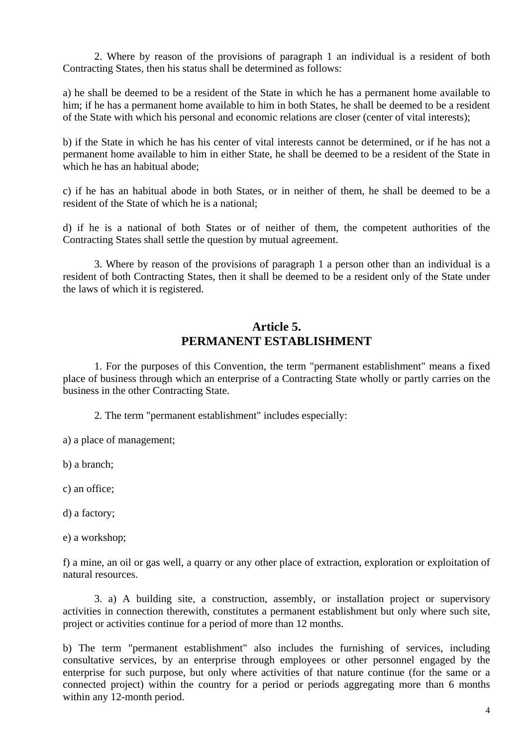2. Where by reason of the provisions of paragraph 1 an individual is a resident of both Contracting States, then his status shall be determined as follows:

a) he shall be deemed to be a resident of the State in which he has a permanent home available to him; if he has a permanent home available to him in both States, he shall be deemed to be a resident of the State with which his personal and economic relations are closer (center of vital interests);

b) if the State in which he has his center of vital interests cannot be determined, or if he has not a permanent home available to him in either State, he shall be deemed to be a resident of the State in which he has an habitual abode;

c) if he has an habitual abode in both States, or in neither of them, he shall be deemed to be a resident of the State of which he is a national;

d) if he is a national of both States or of neither of them, the competent authorities of the Contracting States shall settle the question by mutual agreement.

3. Where by reason of the provisions of paragraph 1 a person other than an individual is a resident of both Contracting States, then it shall be deemed to be a resident only of the State under the laws of which it is registered.

## Article 5.
## PERMANENT ESTABLISHMENT

1. For the purposes of this Convention, the term "permanent establishment" means a fixed place of business through which an enterprise of a Contracting State wholly or partly carries on the business in the other Contracting State.

2. The term "permanent establishment" includes especially:

a) a place of management;

b) a branch;

c) an office;

d) a factory;

e) a workshop;

f) a mine, an oil or gas well, a quarry or any other place of extraction, exploration or exploitation of natural resources.

3. a) A building site, a construction, assembly, or installation project or supervisory activities in connection therewith, constitutes a permanent establishment but only where such site, project or activities continue for a period of more than 12 months.

b) The term "permanent establishment" also includes the furnishing of services, including consultative services, by an enterprise through employees or other personnel engaged by the enterprise for such purpose, but only where activities of that nature continue (for the same or a connected project) within the country for a period or periods aggregating more than 6 months within any 12-month period.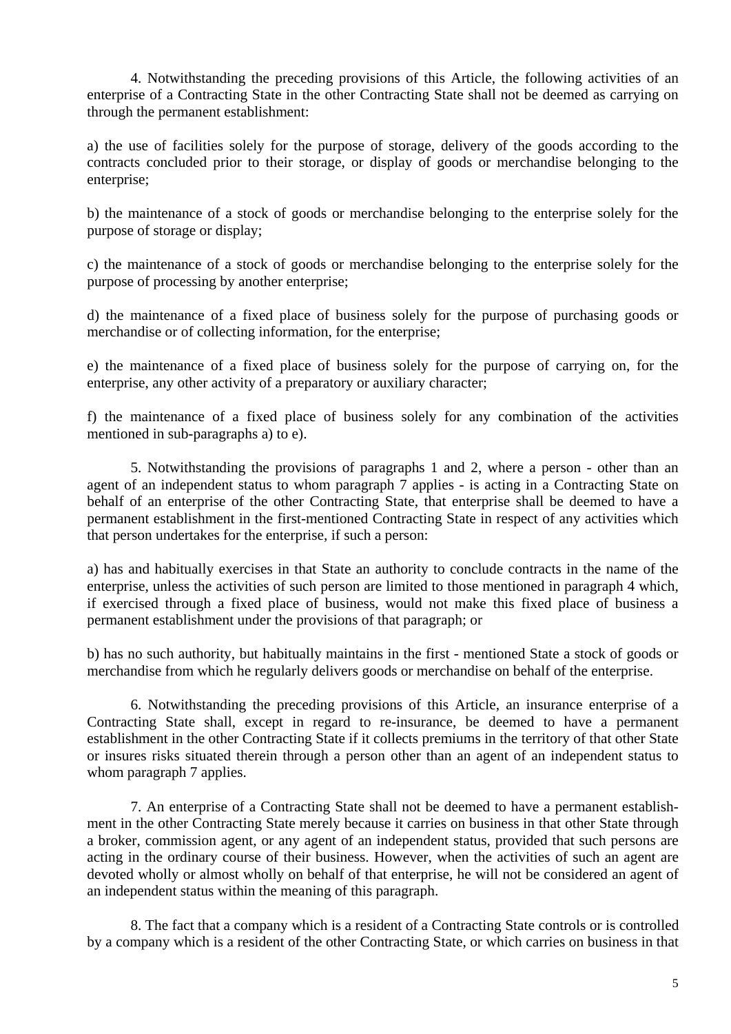4. Notwithstanding the preceding provisions of this Article, the following activities of an enterprise of a Contracting State in the other Contracting State shall not be deemed as carrying on through the permanent establishment:

a) the use of facilities solely for the purpose of storage, delivery of the goods according to the contracts concluded prior to their storage, or display of goods or merchandise belonging to the enterprise;

b) the maintenance of a stock of goods or merchandise belonging to the enterprise solely for the purpose of storage or display;

c) the maintenance of a stock of goods or merchandise belonging to the enterprise solely for the purpose of processing by another enterprise;

d) the maintenance of a fixed place of business solely for the purpose of purchasing goods or merchandise or of collecting information, for the enterprise;

e) the maintenance of a fixed place of business solely for the purpose of carrying on, for the enterprise, any other activity of a preparatory or auxiliary character;

f) the maintenance of a fixed place of business solely for any combination of the activities mentioned in sub-paragraphs a) to e).

5. Notwithstanding the provisions of paragraphs 1 and 2, where a person - other than an agent of an independent status to whom paragraph 7 applies - is acting in a Contracting State on behalf of an enterprise of the other Contracting State, that enterprise shall be deemed to have a permanent establishment in the first-mentioned Contracting State in respect of any activities which that person undertakes for the enterprise, if such a person:

a) has and habitually exercises in that State an authority to conclude contracts in the name of the enterprise, unless the activities of such person are limited to those mentioned in paragraph 4 which, if exercised through a fixed place of business, would not make this fixed place of business a permanent establishment under the provisions of that paragraph; or

b) has no such authority, but habitually maintains in the first - mentioned State a stock of goods or merchandise from which he regularly delivers goods or merchandise on behalf of the enterprise.

6. Notwithstanding the preceding provisions of this Article, an insurance enterprise of a Contracting State shall, except in regard to re-insurance, be deemed to have a permanent establishment in the other Contracting State if it collects premiums in the territory of that other State or insures risks situated therein through a person other than an agent of an independent status to whom paragraph 7 applies.

7. An enterprise of a Contracting State shall not be deemed to have a permanent establishment in the other Contracting State merely because it carries on business in that other State through a broker, commission agent, or any agent of an independent status, provided that such persons are acting in the ordinary course of their business. However, when the activities of such an agent are devoted wholly or almost wholly on behalf of that enterprise, he will not be considered an agent of an independent status within the meaning of this paragraph.

8. The fact that a company which is a resident of a Contracting State controls or is controlled by a company which is a resident of the other Contracting State, or which carries on business in that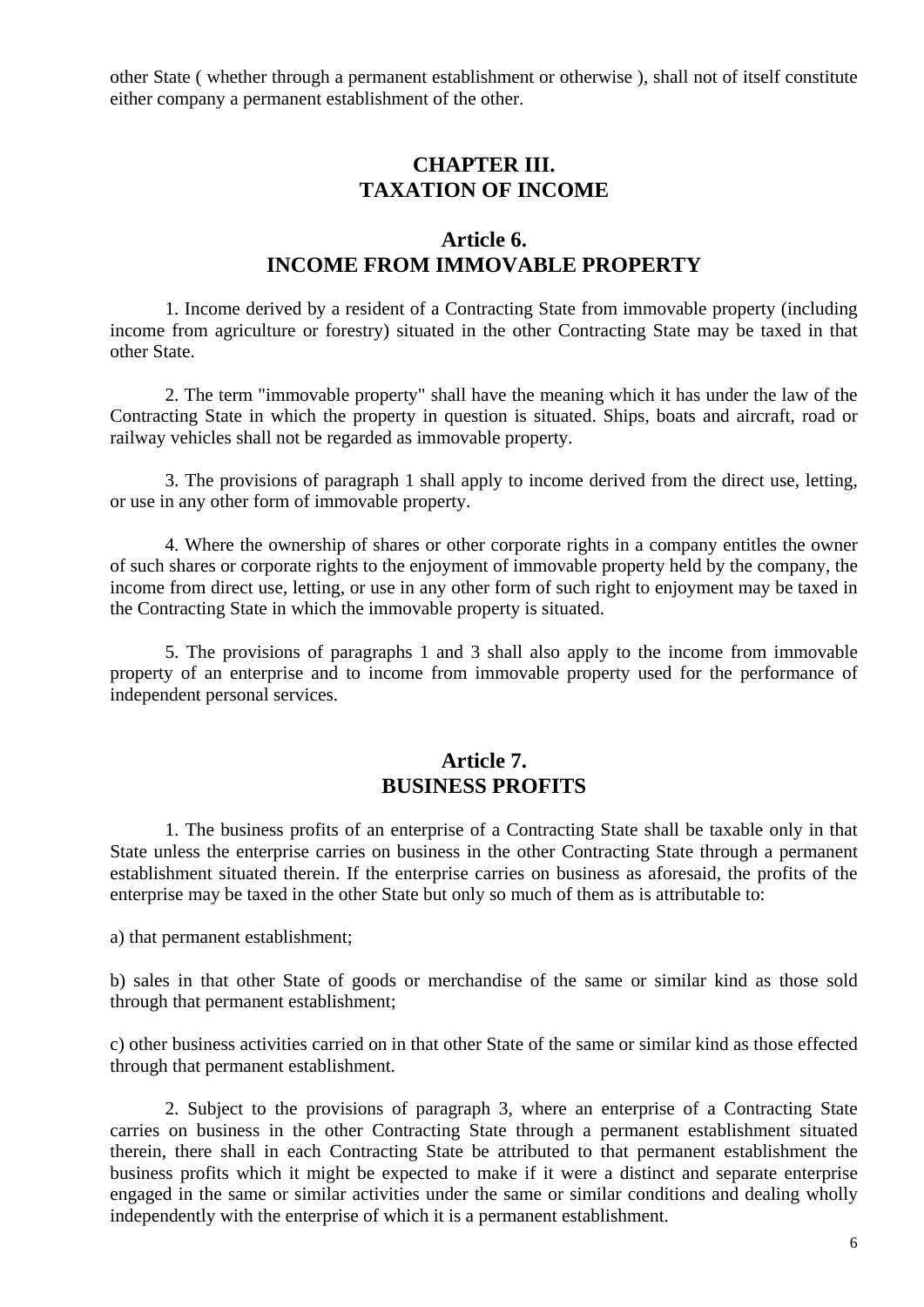other State ( whether through a permanent establishment or otherwise ), shall not of itself constitute either company a permanent establishment of the other.

## CHAPTER III.
## TAXATION OF INCOME

### Article 6.
### INCOME FROM IMMOVABLE PROPERTY

1. Income derived by a resident of a Contracting State from immovable property (including income from agriculture or forestry) situated in the other Contracting State may be taxed in that other State.

2. The term "immovable property" shall have the meaning which it has under the law of the Contracting State in which the property in question is situated. Ships, boats and aircraft, road or railway vehicles shall not be regarded as immovable property.

3. The provisions of paragraph 1 shall apply to income derived from the direct use, letting, or use in any other form of immovable property.

4. Where the ownership of shares or other corporate rights in a company entitles the owner of such shares or corporate rights to the enjoyment of immovable property held by the company, the income from direct use, letting, or use in any other form of such right to enjoyment may be taxed in the Contracting State in which the immovable property is situated.

5. The provisions of paragraphs 1 and 3 shall also apply to the income from immovable property of an enterprise and to income from immovable property used for the performance of independent personal services.

### Article 7.
### BUSINESS PROFITS

1. The business profits of an enterprise of a Contracting State shall be taxable only in that State unless the enterprise carries on business in the other Contracting State through a permanent establishment situated therein. If the enterprise carries on business as aforesaid, the profits of the enterprise may be taxed in the other State but only so much of them as is attributable to:

a) that permanent establishment;

b) sales in that other State of goods or merchandise of the same or similar kind as those sold through that permanent establishment;

c) other business activities carried on in that other State of the same or similar kind as those effected through that permanent establishment.

2. Subject to the provisions of paragraph 3, where an enterprise of a Contracting State carries on business in the other Contracting State through a permanent establishment situated therein, there shall in each Contracting State be attributed to that permanent establishment the business profits which it might be expected to make if it were a distinct and separate enterprise engaged in the same or similar activities under the same or similar conditions and dealing wholly independently with the enterprise of which it is a permanent establishment.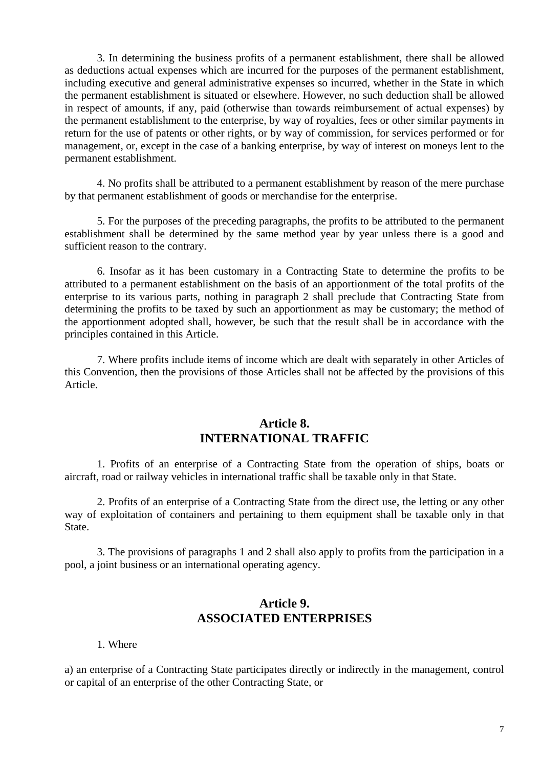3. In determining the business profits of a permanent establishment, there shall be allowed as deductions actual expenses which are incurred for the purposes of the permanent establishment, including executive and general administrative expenses so incurred, whether in the State in which the permanent establishment is situated or elsewhere. However, no such deduction shall be allowed in respect of amounts, if any, paid (otherwise than towards reimbursement of actual expenses) by the permanent establishment to the enterprise, by way of royalties, fees or other similar payments in return for the use of patents or other rights, or by way of commission, for services performed or for management, or, except in the case of a banking enterprise, by way of interest on moneys lent to the permanent establishment.

4. No profits shall be attributed to a permanent establishment by reason of the mere purchase by that permanent establishment of goods or merchandise for the enterprise.

5. For the purposes of the preceding paragraphs, the profits to be attributed to the permanent establishment shall be determined by the same method year by year unless there is a good and sufficient reason to the contrary.

6. Insofar as it has been customary in a Contracting State to determine the profits to be attributed to a permanent establishment on the basis of an apportionment of the total profits of the enterprise to its various parts, nothing in paragraph 2 shall preclude that Contracting State from determining the profits to be taxed by such an apportionment as may be customary; the method of the apportionment adopted shall, however, be such that the result shall be in accordance with the principles contained in this Article.

7. Where profits include items of income which are dealt with separately in other Articles of this Convention, then the provisions of those Articles shall not be affected by the provisions of this Article.

## Article 8.
## INTERNATIONAL TRAFFIC

1. Profits of an enterprise of a Contracting State from the operation of ships, boats or aircraft, road or railway vehicles in international traffic shall be taxable only in that State.

2. Profits of an enterprise of a Contracting State from the direct use, the letting or any other way of exploitation of containers and pertaining to them equipment shall be taxable only in that State.

3. The provisions of paragraphs 1 and 2 shall also apply to profits from the participation in a pool, a joint business or an international operating agency.

## Article 9.
## ASSOCIATED ENTERPRISES

1. Where

a) an enterprise of a Contracting State participates directly or indirectly in the management, control or capital of an enterprise of the other Contracting State, or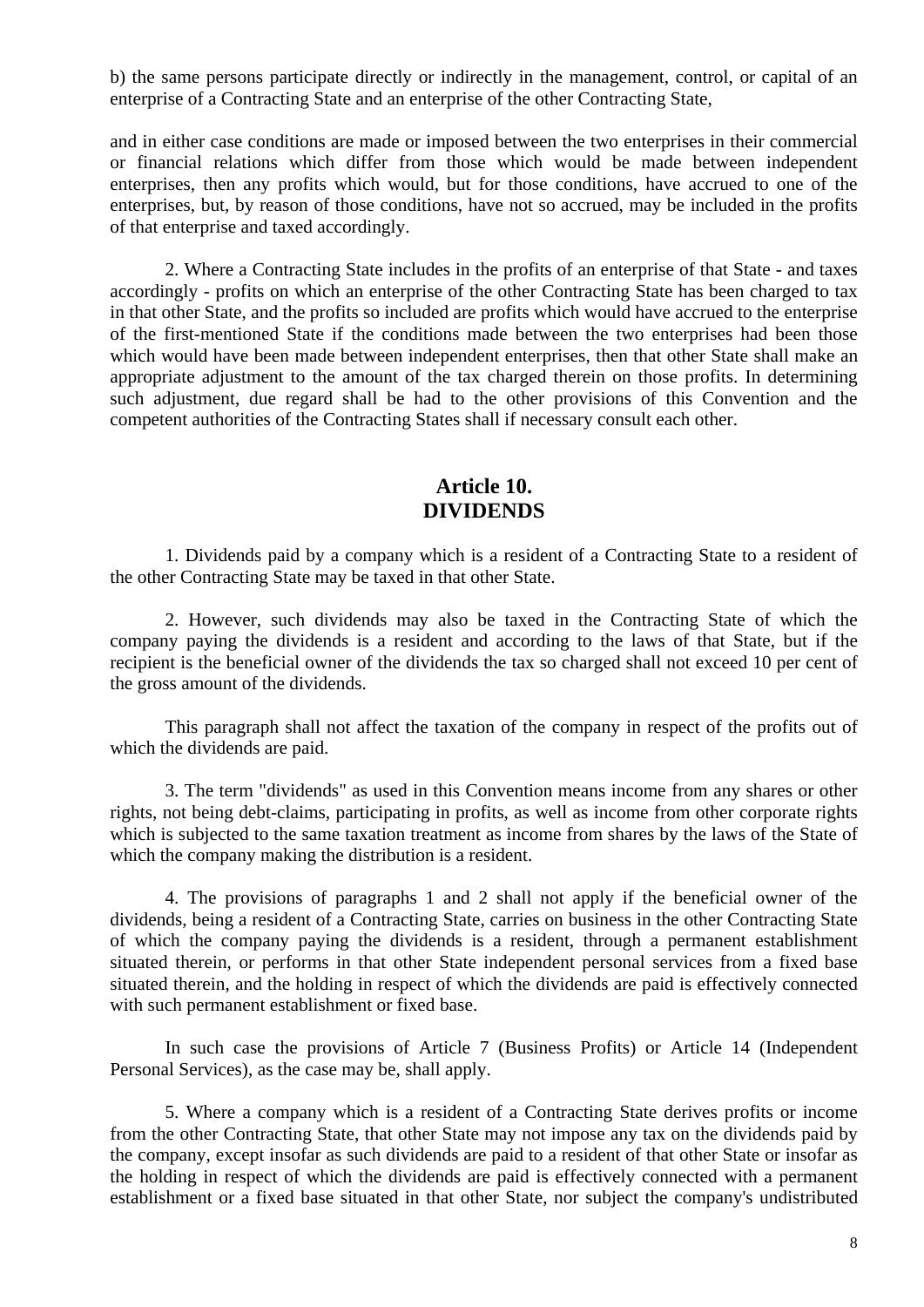b) the same persons participate directly or indirectly in the management, control, or capital of an enterprise of a Contracting State and an enterprise of the other Contracting State,

and in either case conditions are made or imposed between the two enterprises in their commercial or financial relations which differ from those which would be made between independent enterprises, then any profits which would, but for those conditions, have accrued to one of the enterprises, but, by reason of those conditions, have not so accrued, may be included in the profits of that enterprise and taxed accordingly.

2. Where a Contracting State includes in the profits of an enterprise of that State - and taxes accordingly - profits on which an enterprise of the other Contracting State has been charged to tax in that other State, and the profits so included are profits which would have accrued to the enterprise of the first-mentioned State if the conditions made between the two enterprises had been those which would have been made between independent enterprises, then that other State shall make an appropriate adjustment to the amount of the tax charged therein on those profits. In determining such adjustment, due regard shall be had to the other provisions of this Convention and the competent authorities of the Contracting States shall if necessary consult each other.

## Article 10. DIVIDENDS

1. Dividends paid by a company which is a resident of a Contracting State to a resident of the other Contracting State may be taxed in that other State.

2. However, such dividends may also be taxed in the Contracting State of which the company paying the dividends is a resident and according to the laws of that State, but if the recipient is the beneficial owner of the dividends the tax so charged shall not exceed 10 per cent of the gross amount of the dividends.

This paragraph shall not affect the taxation of the company in respect of the profits out of which the dividends are paid.

3. The term "dividends" as used in this Convention means income from any shares or other rights, not being debt-claims, participating in profits, as well as income from other corporate rights which is subjected to the same taxation treatment as income from shares by the laws of the State of which the company making the distribution is a resident.

4. The provisions of paragraphs 1 and 2 shall not apply if the beneficial owner of the dividends, being a resident of a Contracting State, carries on business in the other Contracting State of which the company paying the dividends is a resident, through a permanent establishment situated therein, or performs in that other State independent personal services from a fixed base situated therein, and the holding in respect of which the dividends are paid is effectively connected with such permanent establishment or fixed base.

In such case the provisions of Article 7 (Business Profits) or Article 14 (Independent Personal Services), as the case may be, shall apply.

5. Where a company which is a resident of a Contracting State derives profits or income from the other Contracting State, that other State may not impose any tax on the dividends paid by the company, except insofar as such dividends are paid to a resident of that other State or insofar as the holding in respect of which the dividends are paid is effectively connected with a permanent establishment or a fixed base situated in that other State, nor subject the company's undistributed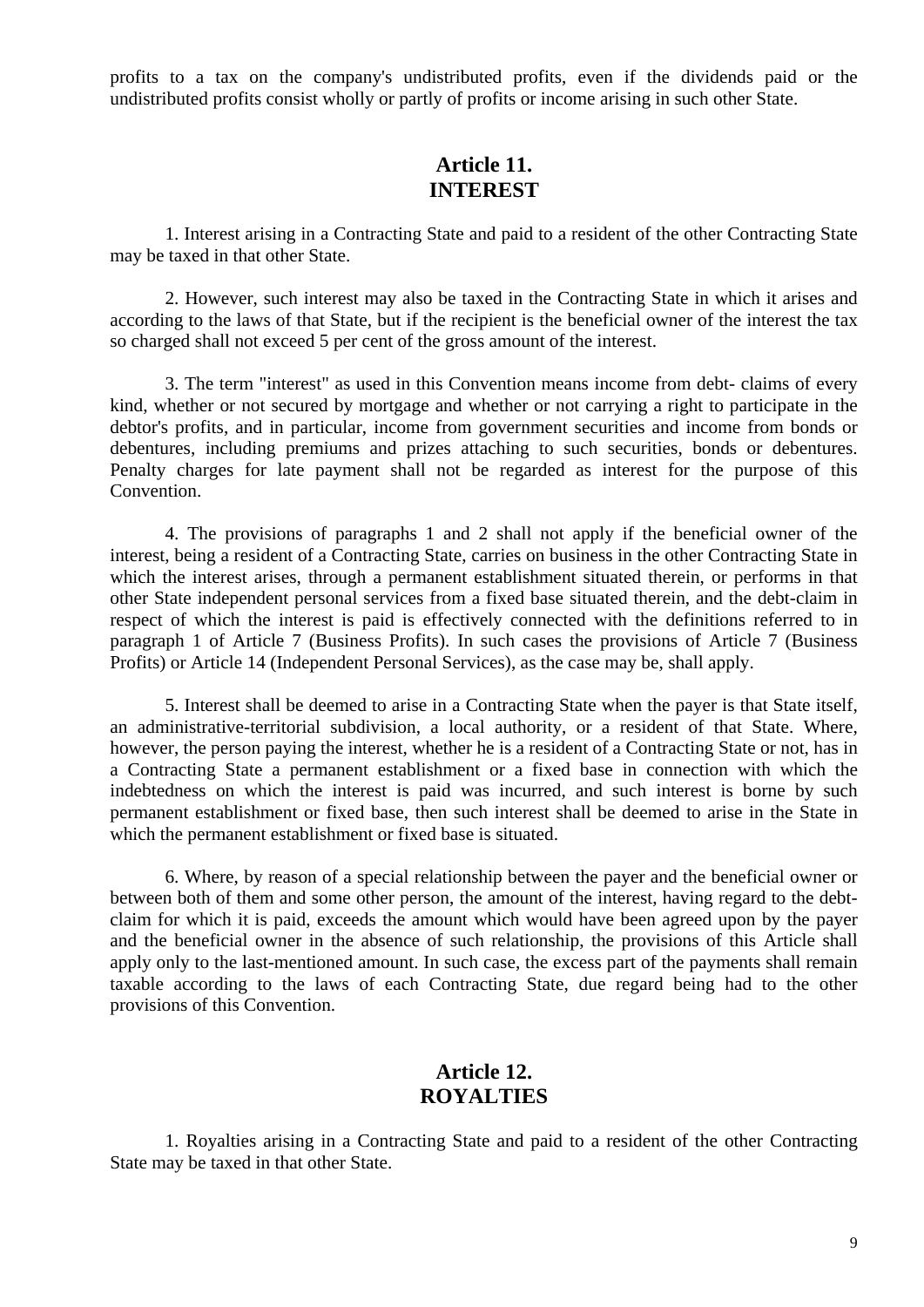profits to a tax on the company's undistributed profits, even if the dividends paid or the undistributed profits consist wholly or partly of profits or income arising in such other State.

## Article 11.
## INTEREST

1. Interest arising in a Contracting State and paid to a resident of the other Contracting State may be taxed in that other State.

2. However, such interest may also be taxed in the Contracting State in which it arises and according to the laws of that State, but if the recipient is the beneficial owner of the interest the tax so charged shall not exceed 5 per cent of the gross amount of the interest.

3. The term "interest" as used in this Convention means income from debt- claims of every kind, whether or not secured by mortgage and whether or not carrying a right to participate in the debtor's profits, and in particular, income from government securities and income from bonds or debentures, including premiums and prizes attaching to such securities, bonds or debentures. Penalty charges for late payment shall not be regarded as interest for the purpose of this Convention.

4. The provisions of paragraphs 1 and 2 shall not apply if the beneficial owner of the interest, being a resident of a Contracting State, carries on business in the other Contracting State in which the interest arises, through a permanent establishment situated therein, or performs in that other State independent personal services from a fixed base situated therein, and the debt-claim in respect of which the interest is paid is effectively connected with the definitions referred to in paragraph 1 of Article 7 (Business Profits). In such cases the provisions of Article 7 (Business Profits) or Article 14 (Independent Personal Services), as the case may be, shall apply.

5. Interest shall be deemed to arise in a Contracting State when the payer is that State itself, an administrative-territorial subdivision, a local authority, or a resident of that State. Where, however, the person paying the interest, whether he is a resident of a Contracting State or not, has in a Contracting State a permanent establishment or a fixed base in connection with which the indebtedness on which the interest is paid was incurred, and such interest is borne by such permanent establishment or fixed base, then such interest shall be deemed to arise in the State in which the permanent establishment or fixed base is situated.

6. Where, by reason of a special relationship between the payer and the beneficial owner or between both of them and some other person, the amount of the interest, having regard to the debt-claim for which it is paid, exceeds the amount which would have been agreed upon by the payer and the beneficial owner in the absence of such relationship, the provisions of this Article shall apply only to the last-mentioned amount. In such case, the excess part of the payments shall remain taxable according to the laws of each Contracting State, due regard being had to the other provisions of this Convention.

## Article 12.
## ROYALTIES

1. Royalties arising in a Contracting State and paid to a resident of the other Contracting State may be taxed in that other State.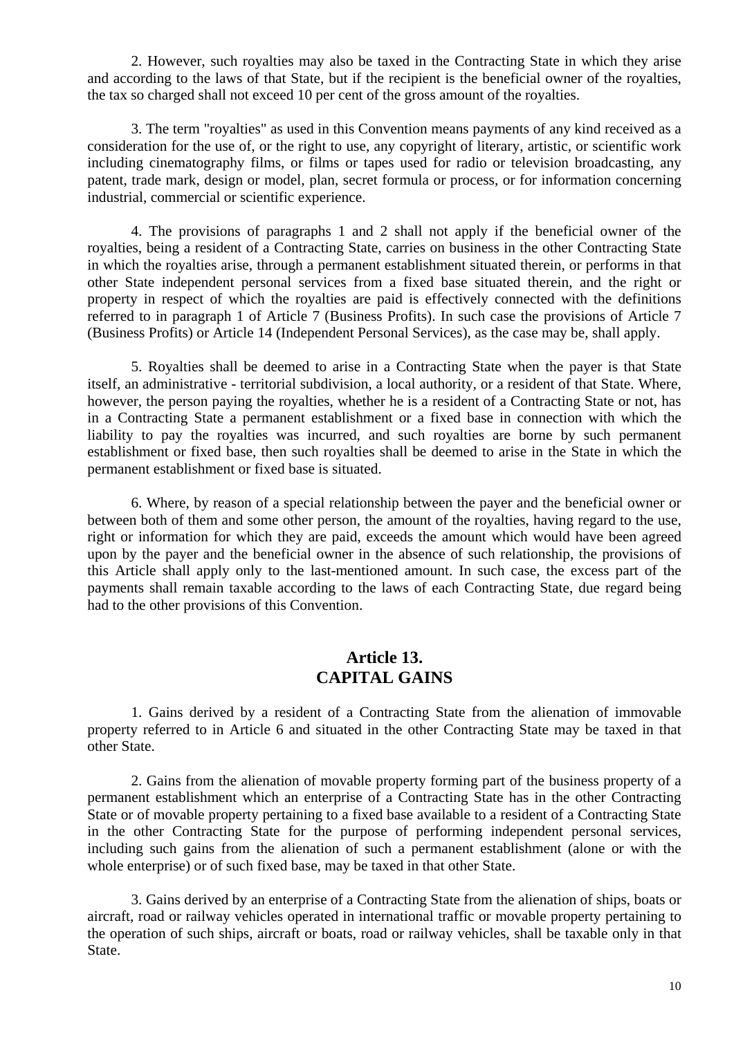2. However, such royalties may also be taxed in the Contracting State in which they arise and according to the laws of that State, but if the recipient is the beneficial owner of the royalties, the tax so charged shall not exceed 10 per cent of the gross amount of the royalties.

3. The term "royalties" as used in this Convention means payments of any kind received as a consideration for the use of, or the right to use, any copyright of literary, artistic, or scientific work including cinematography films, or films or tapes used for radio or television broadcasting, any patent, trade mark, design or model, plan, secret formula or process, or for information concerning industrial, commercial or scientific experience.

4. The provisions of paragraphs 1 and 2 shall not apply if the beneficial owner of the royalties, being a resident of a Contracting State, carries on business in the other Contracting State in which the royalties arise, through a permanent establishment situated therein, or performs in that other State independent personal services from a fixed base situated therein, and the right or property in respect of which the royalties are paid is effectively connected with the definitions referred to in paragraph 1 of Article 7 (Business Profits). In such case the provisions of Article 7 (Business Profits) or Article 14 (Independent Personal Services), as the case may be, shall apply.

5. Royalties shall be deemed to arise in a Contracting State when the payer is that State itself, an administrative - territorial subdivision, a local authority, or a resident of that State. Where, however, the person paying the royalties, whether he is a resident of a Contracting State or not, has in a Contracting State a permanent establishment or a fixed base in connection with which the liability to pay the royalties was incurred, and such royalties are borne by such permanent establishment or fixed base, then such royalties shall be deemed to arise in the State in which the permanent establishment or fixed base is situated.

6. Where, by reason of a special relationship between the payer and the beneficial owner or between both of them and some other person, the amount of the royalties, having regard to the use, right or information for which they are paid, exceeds the amount which would have been agreed upon by the payer and the beneficial owner in the absence of such relationship, the provisions of this Article shall apply only to the last-mentioned amount. In such case, the excess part of the payments shall remain taxable according to the laws of each Contracting State, due regard being had to the other provisions of this Convention.

## Article 13.
## CAPITAL GAINS

1. Gains derived by a resident of a Contracting State from the alienation of immovable property referred to in Article 6 and situated in the other Contracting State may be taxed in that other State.

2. Gains from the alienation of movable property forming part of the business property of a permanent establishment which an enterprise of a Contracting State has in the other Contracting State or of movable property pertaining to a fixed base available to a resident of a Contracting State in the other Contracting State for the purpose of performing independent personal services, including such gains from the alienation of such a permanent establishment (alone or with the whole enterprise) or of such fixed base, may be taxed in that other State.

3. Gains derived by an enterprise of a Contracting State from the alienation of ships, boats or aircraft, road or railway vehicles operated in international traffic or movable property pertaining to the operation of such ships, aircraft or boats, road or railway vehicles, shall be taxable only in that State.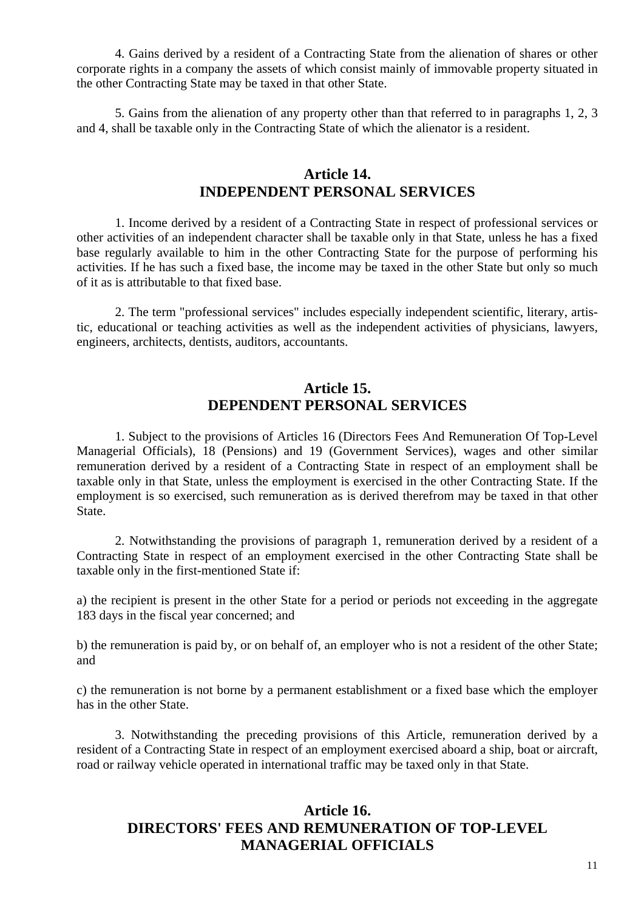4. Gains derived by a resident of a Contracting State from the alienation of shares or other corporate rights in a company the assets of which consist mainly of immovable property situated in the other Contracting State may be taxed in that other State.

5. Gains from the alienation of any property other than that referred to in paragraphs 1, 2, 3 and 4, shall be taxable only in the Contracting State of which the alienator is a resident.

## Article 14.
## INDEPENDENT PERSONAL SERVICES

1. Income derived by a resident of a Contracting State in respect of professional services or other activities of an independent character shall be taxable only in that State, unless he has a fixed base regularly available to him in the other Contracting State for the purpose of performing his activities. If he has such a fixed base, the income may be taxed in the other State but only so much of it as is attributable to that fixed base.

2. The term "professional services" includes especially independent scientific, literary, artistic, educational or teaching activities as well as the independent activities of physicians, lawyers, engineers, architects, dentists, auditors, accountants.

## Article 15.
## DEPENDENT PERSONAL SERVICES

1. Subject to the provisions of Articles 16 (Directors Fees And Remuneration Of Top-Level Managerial Officials), 18 (Pensions) and 19 (Government Services), wages and other similar remuneration derived by a resident of a Contracting State in respect of an employment shall be taxable only in that State, unless the employment is exercised in the other Contracting State. If the employment is so exercised, such remuneration as is derived therefrom may be taxed in that other State.

2. Notwithstanding the provisions of paragraph 1, remuneration derived by a resident of a Contracting State in respect of an employment exercised in the other Contracting State shall be taxable only in the first-mentioned State if:

a) the recipient is present in the other State for a period or periods not exceeding in the aggregate 183 days in the fiscal year concerned; and

b) the remuneration is paid by, or on behalf of, an employer who is not a resident of the other State; and

c) the remuneration is not borne by a permanent establishment or a fixed base which the employer has in the other State.

3. Notwithstanding the preceding provisions of this Article, remuneration derived by a resident of a Contracting State in respect of an employment exercised aboard a ship, boat or aircraft, road or railway vehicle operated in international traffic may be taxed only in that State.

## Article 16.
## DIRECTORS' FEES AND REMUNERATION OF TOP-LEVEL MANAGERIAL OFFICIALS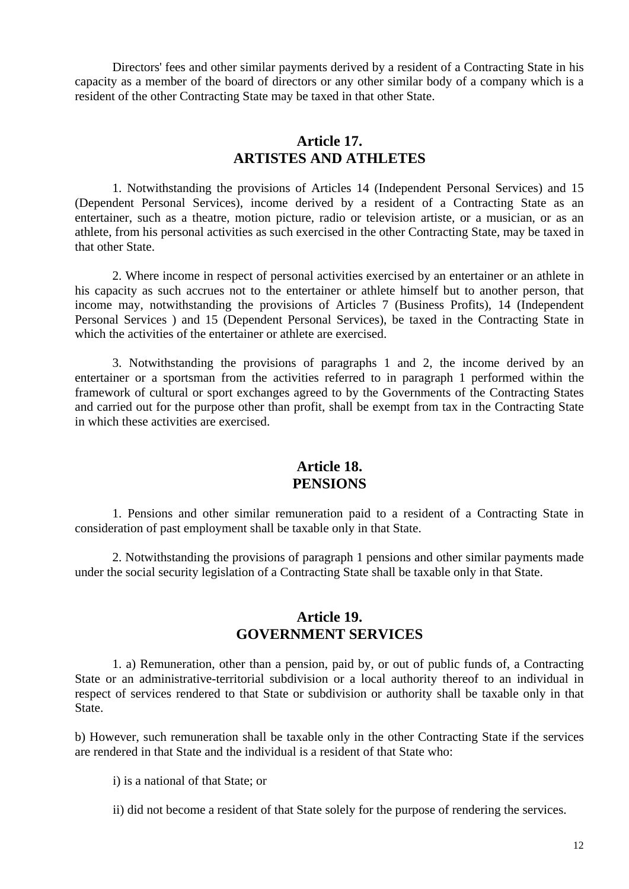Directors' fees and other similar payments derived by a resident of a Contracting State in his capacity as a member of the board of directors or any other similar body of a company which is a resident of the other Contracting State may be taxed in that other State.

## Article 17.
## ARTISTES AND ATHLETES

1. Notwithstanding the provisions of Articles 14 (Independent Personal Services) and 15 (Dependent Personal Services), income derived by a resident of a Contracting State as an entertainer, such as a theatre, motion picture, radio or television artiste, or a musician, or as an athlete, from his personal activities as such exercised in the other Contracting State, may be taxed in that other State.

2. Where income in respect of personal activities exercised by an entertainer or an athlete in his capacity as such accrues not to the entertainer or athlete himself but to another person, that income may, notwithstanding the provisions of Articles 7 (Business Profits), 14 (Independent Personal Services ) and 15 (Dependent Personal Services), be taxed in the Contracting State in which the activities of the entertainer or athlete are exercised.

3. Notwithstanding the provisions of paragraphs 1 and 2, the income derived by an entertainer or a sportsman from the activities referred to in paragraph 1 performed within the framework of cultural or sport exchanges agreed to by the Governments of the Contracting States and carried out for the purpose other than profit, shall be exempt from tax in the Contracting State in which these activities are exercised.

## Article 18.
## PENSIONS

1. Pensions and other similar remuneration paid to a resident of a Contracting State in consideration of past employment shall be taxable only in that State.

2. Notwithstanding the provisions of paragraph 1 pensions and other similar payments made under the social security legislation of a Contracting State shall be taxable only in that State.

## Article 19.
## GOVERNMENT SERVICES

1. a) Remuneration, other than a pension, paid by, or out of public funds of, a Contracting State or an administrative-territorial subdivision or a local authority thereof to an individual in respect of services rendered to that State or subdivision or authority shall be taxable only in that State.

b) However, such remuneration shall be taxable only in the other Contracting State if the services are rendered in that State and the individual is a resident of that State who:

i) is a national of that State; or

ii) did not become a resident of that State solely for the purpose of rendering the services.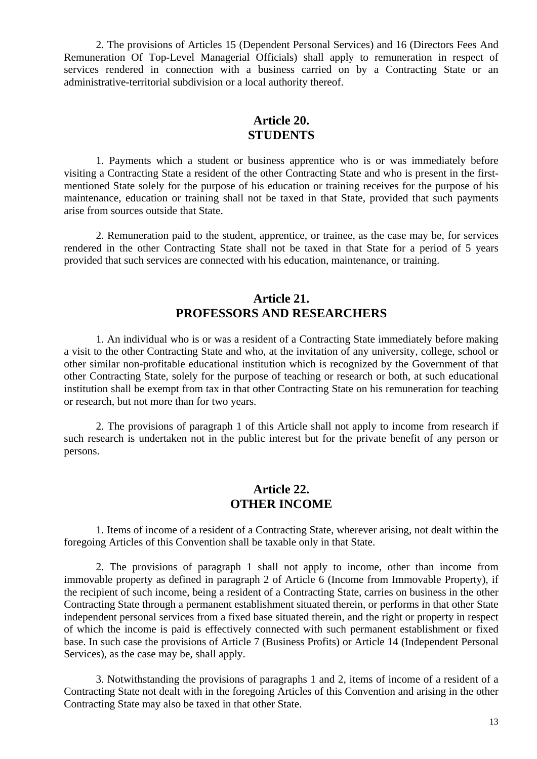2. The provisions of Articles 15 (Dependent Personal Services) and 16 (Directors Fees And Remuneration Of Top-Level Managerial Officials) shall apply to remuneration in respect of services rendered in connection with a business carried on by a Contracting State or an administrative-territorial subdivision or a local authority thereof.

## Article 20.
## STUDENTS

1. Payments which a student or business apprentice who is or was immediately before visiting a Contracting State a resident of the other Contracting State and who is present in the first-mentioned State solely for the purpose of his education or training receives for the purpose of his maintenance, education or training shall not be taxed in that State, provided that such payments arise from sources outside that State.

2. Remuneration paid to the student, apprentice, or trainee, as the case may be, for services rendered in the other Contracting State shall not be taxed in that State for a period of 5 years provided that such services are connected with his education, maintenance, or training.

## Article 21.
## PROFESSORS AND RESEARCHERS

1. An individual who is or was a resident of a Contracting State immediately before making a visit to the other Contracting State and who, at the invitation of any university, college, school or other similar non-profitable educational institution which is recognized by the Government of that other Contracting State, solely for the purpose of teaching or research or both, at such educational institution shall be exempt from tax in that other Contracting State on his remuneration for teaching or research, but not more than for two years.

2. The provisions of paragraph 1 of this Article shall not apply to income from research if such research is undertaken not in the public interest but for the private benefit of any person or persons.

## Article 22.
## OTHER INCOME

1. Items of income of a resident of a Contracting State, wherever arising, not dealt within the foregoing Articles of this Convention shall be taxable only in that State.

2. The provisions of paragraph 1 shall not apply to income, other than income from immovable property as defined in paragraph 2 of Article 6 (Income from Immovable Property), if the recipient of such income, being a resident of a Contracting State, carries on business in the other Contracting State through a permanent establishment situated therein, or performs in that other State independent personal services from a fixed base situated therein, and the right or property in respect of which the income is paid is effectively connected with such permanent establishment or fixed base. In such case the provisions of Article 7 (Business Profits) or Article 14 (Independent Personal Services), as the case may be, shall apply.

3. Notwithstanding the provisions of paragraphs 1 and 2, items of income of a resident of a Contracting State not dealt with in the foregoing Articles of this Convention and arising in the other Contracting State may also be taxed in that other State.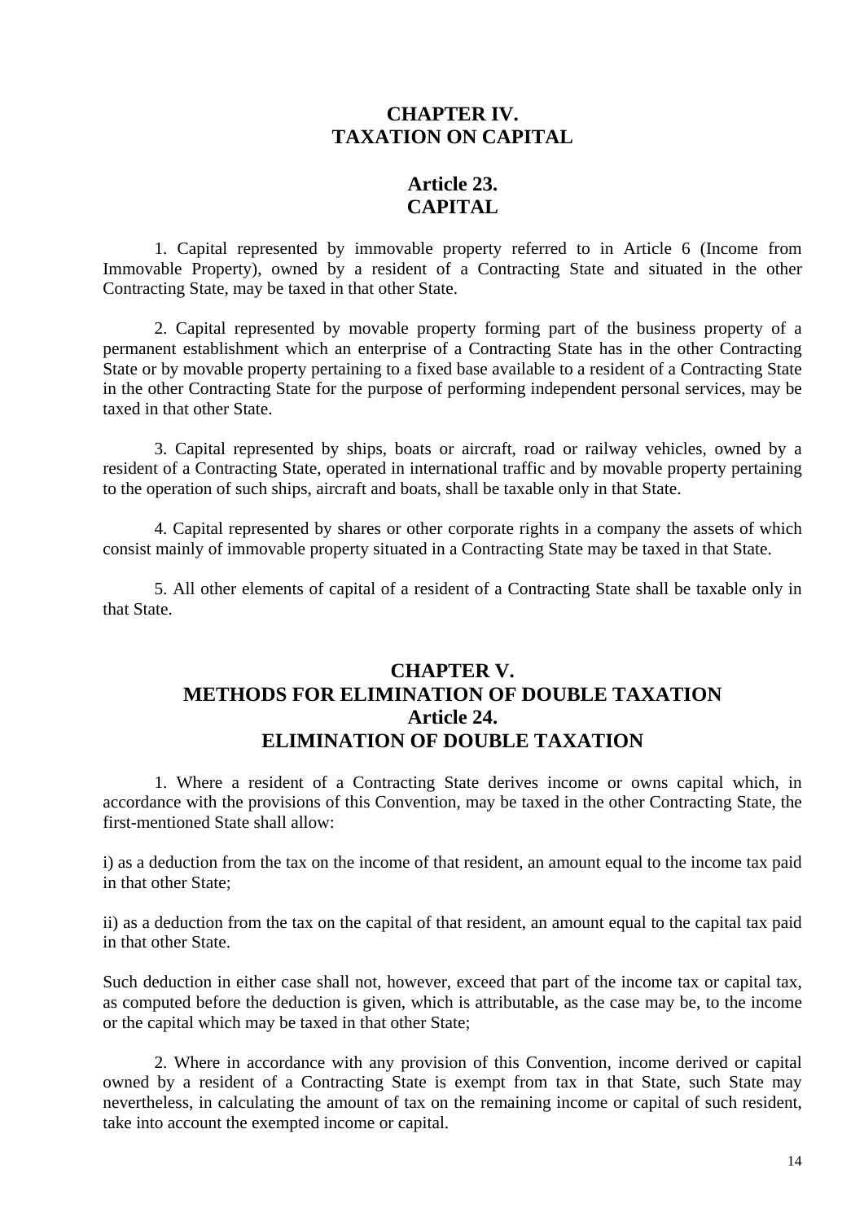## CHAPTER IV.
## TAXATION ON CAPITAL

### Article 23.
### CAPITAL

1. Capital represented by immovable property referred to in Article 6 (Income from Immovable Property), owned by a resident of a Contracting State and situated in the other Contracting State, may be taxed in that other State.

2. Capital represented by movable property forming part of the business property of a permanent establishment which an enterprise of a Contracting State has in the other Contracting State or by movable property pertaining to a fixed base available to a resident of a Contracting State in the other Contracting State for the purpose of performing independent personal services, may be taxed in that other State.

3. Capital represented by ships, boats or aircraft, road or railway vehicles, owned by a resident of a Contracting State, operated in international traffic and by movable property pertaining to the operation of such ships, aircraft and boats, shall be taxable only in that State.

4. Capital represented by shares or other corporate rights in a company the assets of which consist mainly of immovable property situated in a Contracting State may be taxed in that State.

5. All other elements of capital of a resident of a Contracting State shall be taxable only in that State.

## CHAPTER V.
## METHODS FOR ELIMINATION OF DOUBLE TAXATION
### Article 24.
### ELIMINATION OF DOUBLE TAXATION

1. Where a resident of a Contracting State derives income or owns capital which, in accordance with the provisions of this Convention, may be taxed in the other Contracting State, the first-mentioned State shall allow:

i) as a deduction from the tax on the income of that resident, an amount equal to the income tax paid in that other State;

ii) as a deduction from the tax on the capital of that resident, an amount equal to the capital tax paid in that other State.

Such deduction in either case shall not, however, exceed that part of the income tax or capital tax, as computed before the deduction is given, which is attributable, as the case may be, to the income or the capital which may be taxed in that other State;

2. Where in accordance with any provision of this Convention, income derived or capital owned by a resident of a Contracting State is exempt from tax in that State, such State may nevertheless, in calculating the amount of tax on the remaining income or capital of such resident, take into account the exempted income or capital.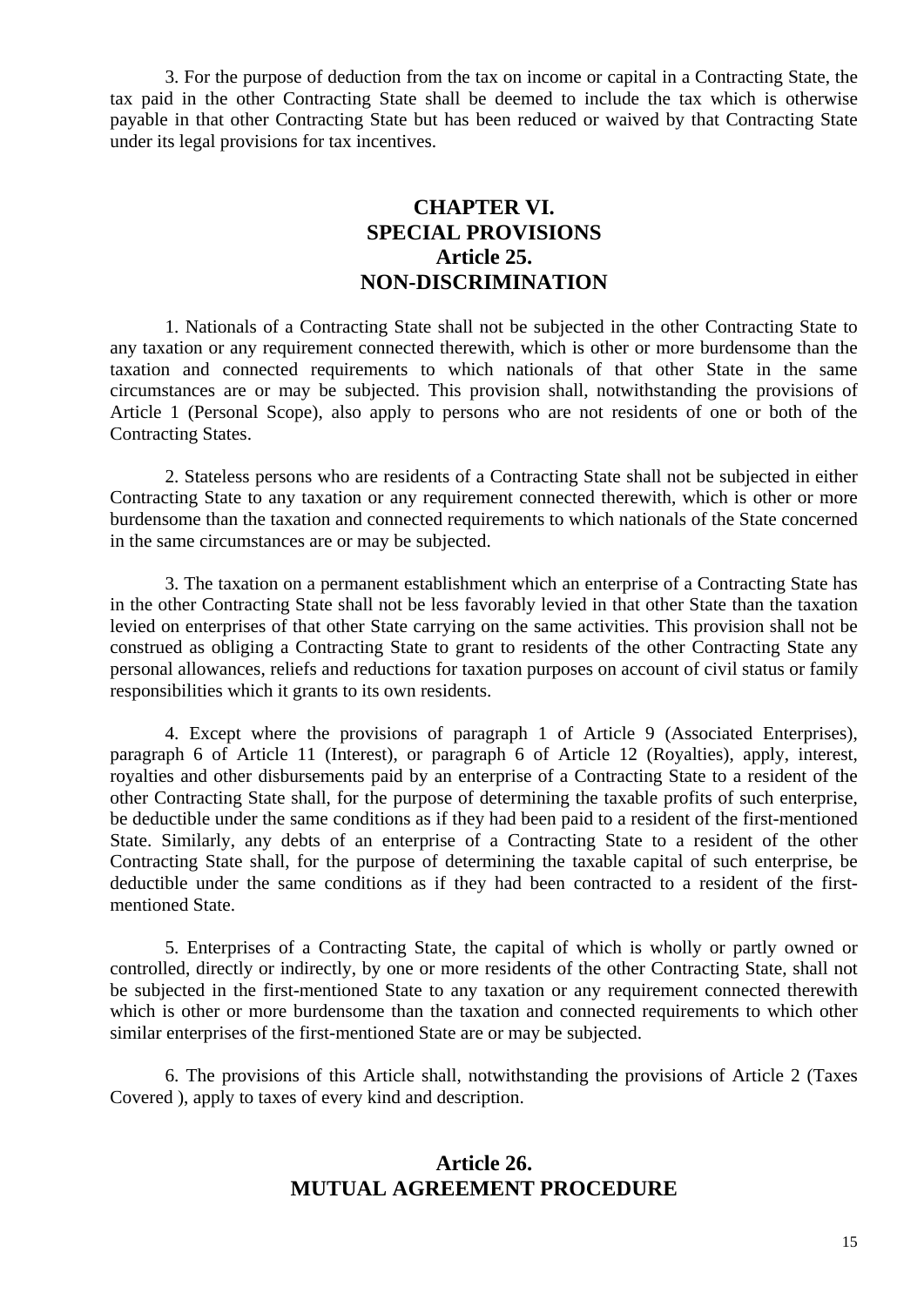3. For the purpose of deduction from the tax on income or capital in a Contracting State, the tax paid in the other Contracting State shall be deemed to include the tax which is otherwise payable in that other Contracting State but has been reduced or waived by that Contracting State under its legal provisions for tax incentives.

## CHAPTER VI.
## SPECIAL PROVISIONS
## Article 25.
## NON-DISCRIMINATION

1. Nationals of a Contracting State shall not be subjected in the other Contracting State to any taxation or any requirement connected therewith, which is other or more burdensome than the taxation and connected requirements to which nationals of that other State in the same circumstances are or may be subjected. This provision shall, notwithstanding the provisions of Article 1 (Personal Scope), also apply to persons who are not residents of one or both of the Contracting States.

2. Stateless persons who are residents of a Contracting State shall not be subjected in either Contracting State to any taxation or any requirement connected therewith, which is other or more burdensome than the taxation and connected requirements to which nationals of the State concerned in the same circumstances are or may be subjected.

3. The taxation on a permanent establishment which an enterprise of a Contracting State has in the other Contracting State shall not be less favorably levied in that other State than the taxation levied on enterprises of that other State carrying on the same activities. This provision shall not be construed as obliging a Contracting State to grant to residents of the other Contracting State any personal allowances, reliefs and reductions for taxation purposes on account of civil status or family responsibilities which it grants to its own residents.

4. Except where the provisions of paragraph 1 of Article 9 (Associated Enterprises), paragraph 6 of Article 11 (Interest), or paragraph 6 of Article 12 (Royalties), apply, interest, royalties and other disbursements paid by an enterprise of a Contracting State to a resident of the other Contracting State shall, for the purpose of determining the taxable profits of such enterprise, be deductible under the same conditions as if they had been paid to a resident of the first-mentioned State. Similarly, any debts of an enterprise of a Contracting State to a resident of the other Contracting State shall, for the purpose of determining the taxable capital of such enterprise, be deductible under the same conditions as if they had been contracted to a resident of the first-mentioned State.

5. Enterprises of a Contracting State, the capital of which is wholly or partly owned or controlled, directly or indirectly, by one or more residents of the other Contracting State, shall not be subjected in the first-mentioned State to any taxation or any requirement connected therewith which is other or more burdensome than the taxation and connected requirements to which other similar enterprises of the first-mentioned State are or may be subjected.

6. The provisions of this Article shall, notwithstanding the provisions of Article 2 (Taxes Covered ), apply to taxes of every kind and description.

## Article 26.
## MUTUAL AGREEMENT PROCEDURE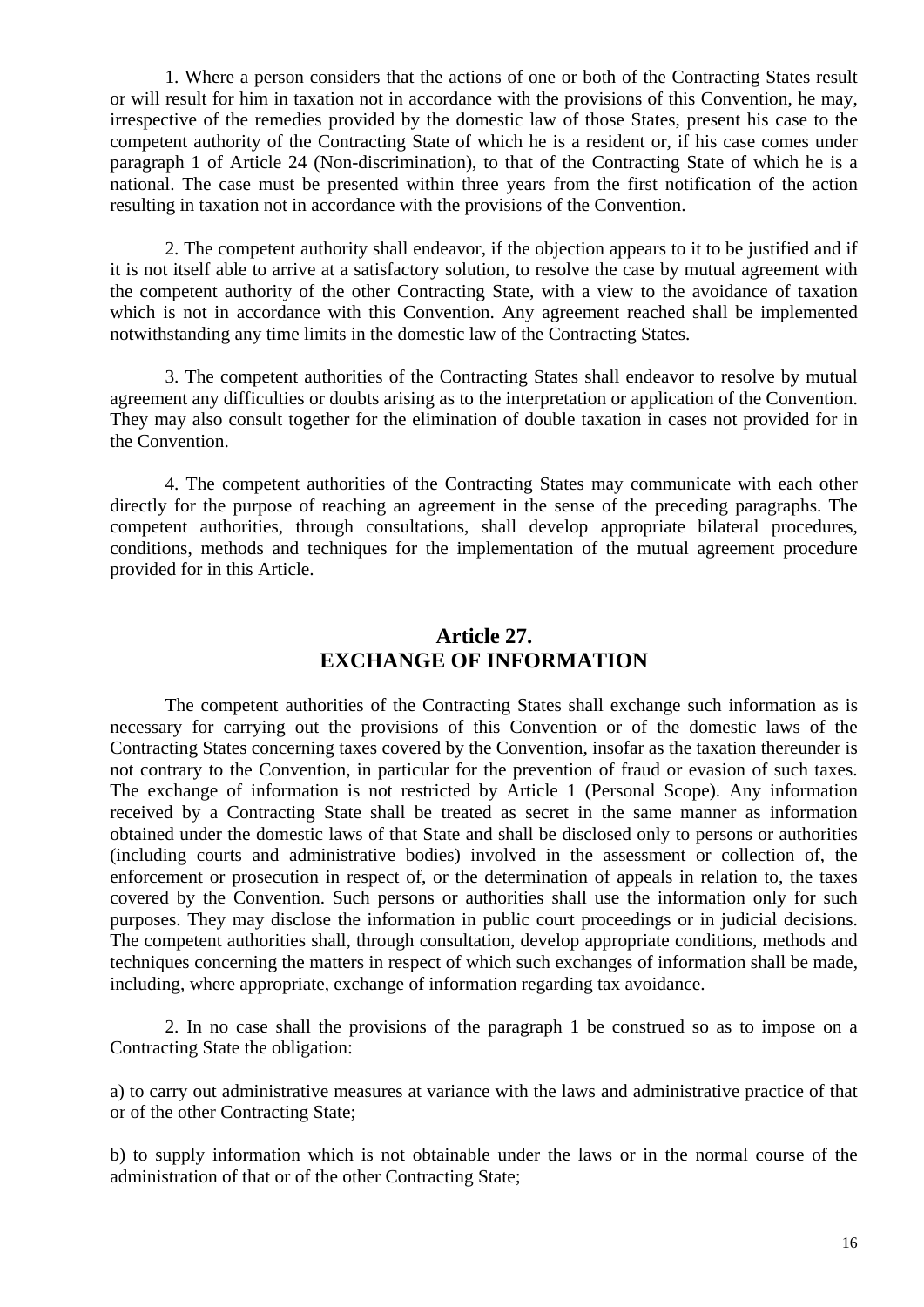1. Where a person considers that the actions of one or both of the Contracting States result or will result for him in taxation not in accordance with the provisions of this Convention, he may, irrespective of the remedies provided by the domestic law of those States, present his case to the competent authority of the Contracting State of which he is a resident or, if his case comes under paragraph 1 of Article 24 (Non-discrimination), to that of the Contracting State of which he is a national. The case must be presented within three years from the first notification of the action resulting in taxation not in accordance with the provisions of the Convention.

2. The competent authority shall endeavor, if the objection appears to it to be justified and if it is not itself able to arrive at a satisfactory solution, to resolve the case by mutual agreement with the competent authority of the other Contracting State, with a view to the avoidance of taxation which is not in accordance with this Convention. Any agreement reached shall be implemented notwithstanding any time limits in the domestic law of the Contracting States.

3. The competent authorities of the Contracting States shall endeavor to resolve by mutual agreement any difficulties or doubts arising as to the interpretation or application of the Convention. They may also consult together for the elimination of double taxation in cases not provided for in the Convention.

4. The competent authorities of the Contracting States may communicate with each other directly for the purpose of reaching an agreement in the sense of the preceding paragraphs. The competent authorities, through consultations, shall develop appropriate bilateral procedures, conditions, methods and techniques for the implementation of the mutual agreement procedure provided for in this Article.

## Article 27.
## EXCHANGE OF INFORMATION

The competent authorities of the Contracting States shall exchange such information as is necessary for carrying out the provisions of this Convention or of the domestic laws of the Contracting States concerning taxes covered by the Convention, insofar as the taxation thereunder is not contrary to the Convention, in particular for the prevention of fraud or evasion of such taxes. The exchange of information is not restricted by Article 1 (Personal Scope). Any information received by a Contracting State shall be treated as secret in the same manner as information obtained under the domestic laws of that State and shall be disclosed only to persons or authorities (including courts and administrative bodies) involved in the assessment or collection of, the enforcement or prosecution in respect of, or the determination of appeals in relation to, the taxes covered by the Convention. Such persons or authorities shall use the information only for such purposes. They may disclose the information in public court proceedings or in judicial decisions. The competent authorities shall, through consultation, develop appropriate conditions, methods and techniques concerning the matters in respect of which such exchanges of information shall be made, including, where appropriate, exchange of information regarding tax avoidance.

2. In no case shall the provisions of the paragraph 1 be construed so as to impose on a Contracting State the obligation:

a) to carry out administrative measures at variance with the laws and administrative practice of that or of the other Contracting State;

b) to supply information which is not obtainable under the laws or in the normal course of the administration of that or of the other Contracting State;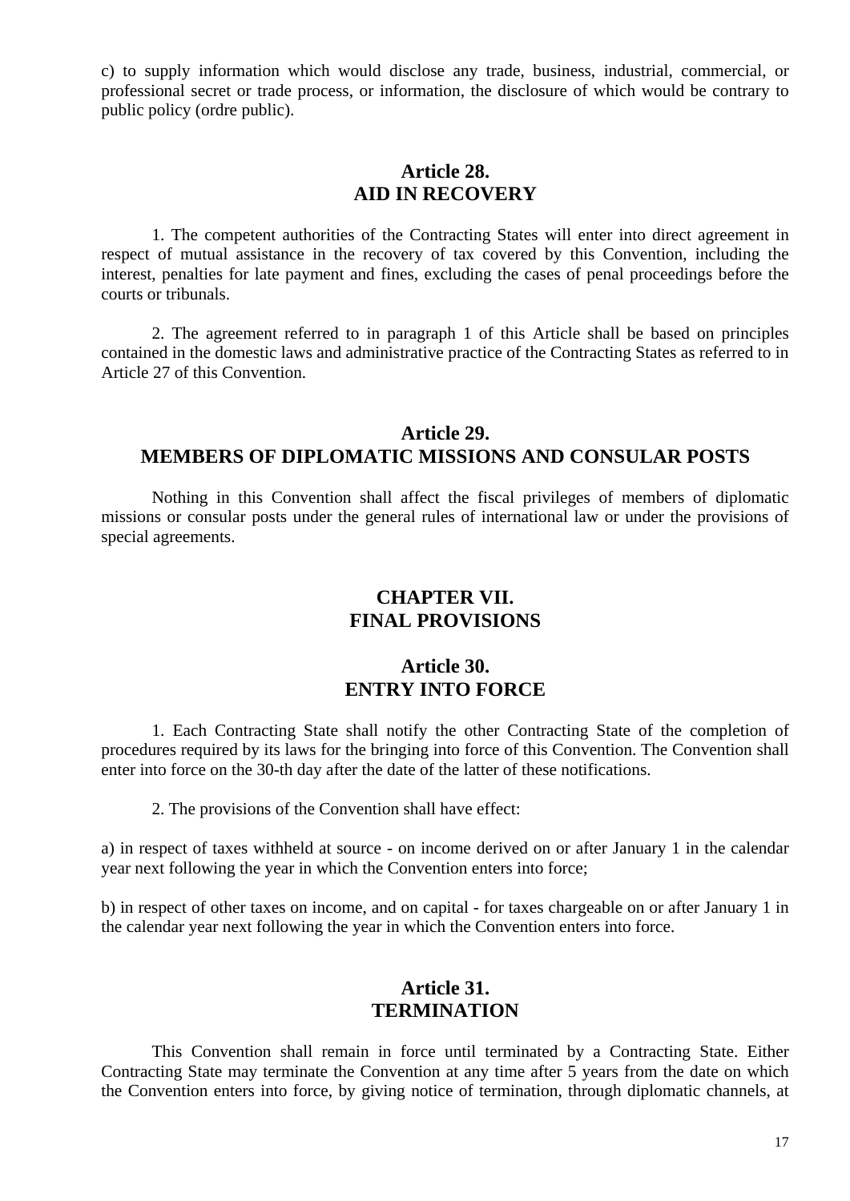c) to supply information which would disclose any trade, business, industrial, commercial, or professional secret or trade process, or information, the disclosure of which would be contrary to public policy (ordre public).

## Article 28.
## AID IN RECOVERY

1. The competent authorities of the Contracting States will enter into direct agreement in respect of mutual assistance in the recovery of tax covered by this Convention, including the interest, penalties for late payment and fines, excluding the cases of penal proceedings before the courts or tribunals.

2. The agreement referred to in paragraph 1 of this Article shall be based on principles contained in the domestic laws and administrative practice of the Contracting States as referred to in Article 27 of this Convention.

## Article 29.
## MEMBERS OF DIPLOMATIC MISSIONS AND CONSULAR POSTS

Nothing in this Convention shall affect the fiscal privileges of members of diplomatic missions or consular posts under the general rules of international law or under the provisions of special agreements.

# CHAPTER VII.
# FINAL PROVISIONS

## Article 30.
## ENTRY INTO FORCE

1. Each Contracting State shall notify the other Contracting State of the completion of procedures required by its laws for the bringing into force of this Convention. The Convention shall enter into force on the 30-th day after the date of the latter of these notifications.

2. The provisions of the Convention shall have effect:

a) in respect of taxes withheld at source - on income derived on or after January 1 in the calendar year next following the year in which the Convention enters into force;

b) in respect of other taxes on income, and on capital - for taxes chargeable on or after January 1 in the calendar year next following the year in which the Convention enters into force.

## Article 31.
## TERMINATION

This Convention shall remain in force until terminated by a Contracting State. Either Contracting State may terminate the Convention at any time after 5 years from the date on which the Convention enters into force, by giving notice of termination, through diplomatic channels, at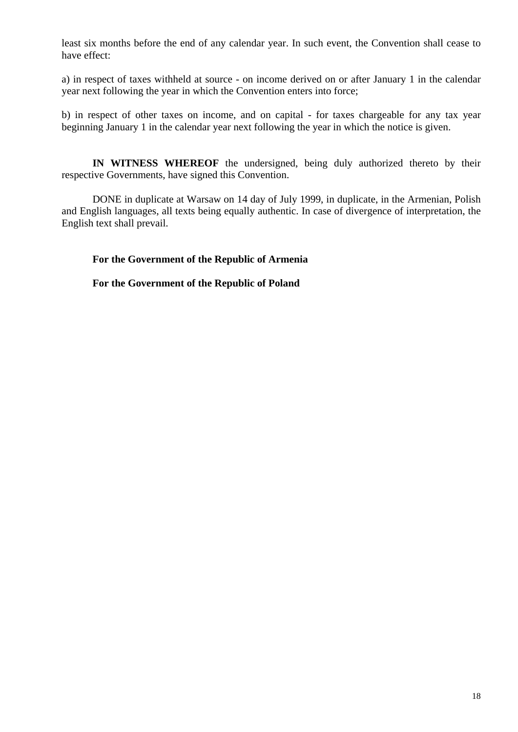least six months before the end of any calendar year. In such event, the Convention shall cease to have effect:

a) in respect of taxes withheld at source - on income derived on or after January 1 in the calendar year next following the year in which the Convention enters into force;

b) in respect of other taxes on income, and on capital - for taxes chargeable for any tax year beginning January 1 in the calendar year next following the year in which the notice is given.

**IN WITNESS WHEREOF** the undersigned, being duly authorized thereto by their respective Governments, have signed this Convention.

DONE in duplicate at Warsaw on 14 day of July 1999, in duplicate, in the Armenian, Polish and English languages, all texts being equally authentic. In case of divergence of interpretation, the English text shall prevail.

**For the Government of the Republic of Armenia**

**For the Government of the Republic of Poland**